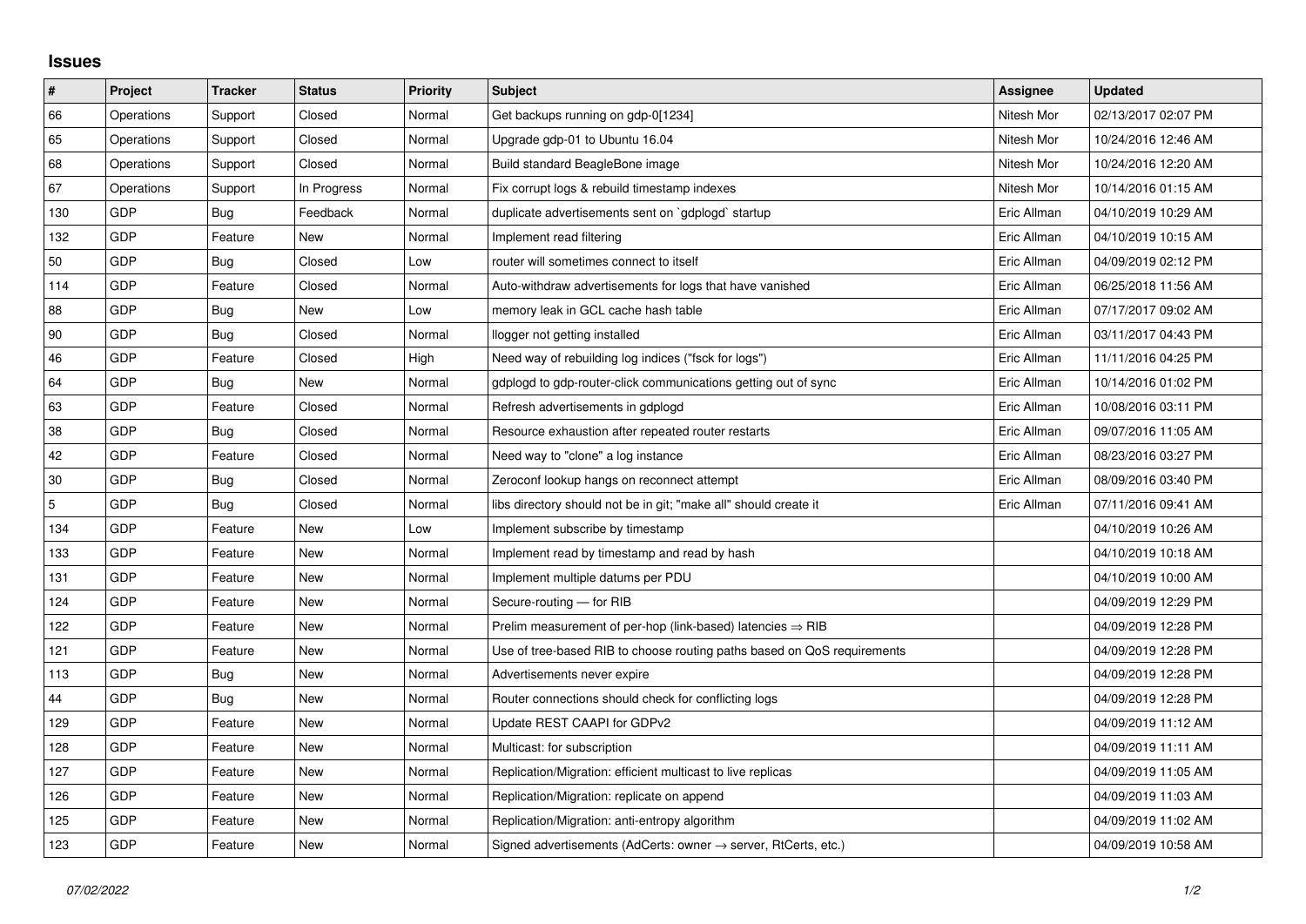## Issues

| # | Project | Tracker | Status | Priority | Subject | Assignee | Updated |
|---|---|---|---|---|---|---|---|
| 66 | Operations | Support | Closed | Normal | Get backups running on gdp-0[1234] | Nitesh Mor | 02/13/2017 02:07 PM |
| 65 | Operations | Support | Closed | Normal | Upgrade gdp-01 to Ubuntu 16.04 | Nitesh Mor | 10/24/2016 12:46 AM |
| 68 | Operations | Support | Closed | Normal | Build standard BeagleBone image | Nitesh Mor | 10/24/2016 12:20 AM |
| 67 | Operations | Support | In Progress | Normal | Fix corrupt logs & rebuild timestamp indexes | Nitesh Mor | 10/14/2016 01:15 AM |
| 130 | GDP | Bug | Feedback | Normal | duplicate advertisements sent on `gdplogd` startup | Eric Allman | 04/10/2019 10:29 AM |
| 132 | GDP | Feature | New | Normal | Implement read filtering | Eric Allman | 04/10/2019 10:15 AM |
| 50 | GDP | Bug | Closed | Low | router will sometimes connect to itself | Eric Allman | 04/09/2019 02:12 PM |
| 114 | GDP | Feature | Closed | Normal | Auto-withdraw advertisements for logs that have vanished | Eric Allman | 06/25/2018 11:56 AM |
| 88 | GDP | Bug | New | Low | memory leak in GCL cache hash table | Eric Allman | 07/17/2017 09:02 AM |
| 90 | GDP | Bug | Closed | Normal | llogger not getting installed | Eric Allman | 03/11/2017 04:43 PM |
| 46 | GDP | Feature | Closed | High | Need way of rebuilding log indices ("fsck for logs") | Eric Allman | 11/11/2016 04:25 PM |
| 64 | GDP | Bug | New | Normal | gdplogd to gdp-router-click communications getting out of sync | Eric Allman | 10/14/2016 01:02 PM |
| 63 | GDP | Feature | Closed | Normal | Refresh advertisements in gdplogd | Eric Allman | 10/08/2016 03:11 PM |
| 38 | GDP | Bug | Closed | Normal | Resource exhaustion after repeated router restarts | Eric Allman | 09/07/2016 11:05 AM |
| 42 | GDP | Feature | Closed | Normal | Need way to "clone" a log instance | Eric Allman | 08/23/2016 03:27 PM |
| 30 | GDP | Bug | Closed | Normal | Zeroconf lookup hangs on reconnect attempt | Eric Allman | 08/09/2016 03:40 PM |
| 5 | GDP | Bug | Closed | Normal | libs directory should not be in git; "make all" should create it | Eric Allman | 07/11/2016 09:41 AM |
| 134 | GDP | Feature | New | Low | Implement subscribe by timestamp | | 04/10/2019 10:26 AM |
| 133 | GDP | Feature | New | Normal | Implement read by timestamp and read by hash | | 04/10/2019 10:18 AM |
| 131 | GDP | Feature | New | Normal | Implement multiple datums per PDU | | 04/10/2019 10:00 AM |
| 124 | GDP | Feature | New | Normal | Secure-routing — for RIB | | 04/09/2019 12:29 PM |
| 122 | GDP | Feature | New | Normal | Prelim measurement of per-hop (link-based) latencies ⇒ RIB | | 04/09/2019 12:28 PM |
| 121 | GDP | Feature | New | Normal | Use of tree-based RIB to choose routing paths based on QoS requirements | | 04/09/2019 12:28 PM |
| 113 | GDP | Bug | New | Normal | Advertisements never expire | | 04/09/2019 12:28 PM |
| 44 | GDP | Bug | New | Normal | Router connections should check for conflicting logs | | 04/09/2019 12:28 PM |
| 129 | GDP | Feature | New | Normal | Update REST CAAPI for GDPv2 | | 04/09/2019 11:12 AM |
| 128 | GDP | Feature | New | Normal | Multicast: for subscription | | 04/09/2019 11:11 AM |
| 127 | GDP | Feature | New | Normal | Replication/Migration: efficient multicast to live replicas | | 04/09/2019 11:05 AM |
| 126 | GDP | Feature | New | Normal | Replication/Migration: replicate on append | | 04/09/2019 11:03 AM |
| 125 | GDP | Feature | New | Normal | Replication/Migration: anti-entropy algorithm | | 04/09/2019 11:02 AM |
| 123 | GDP | Feature | New | Normal | Signed advertisements (AdCerts: owner → server, RtCerts, etc.) | | 04/09/2019 10:58 AM |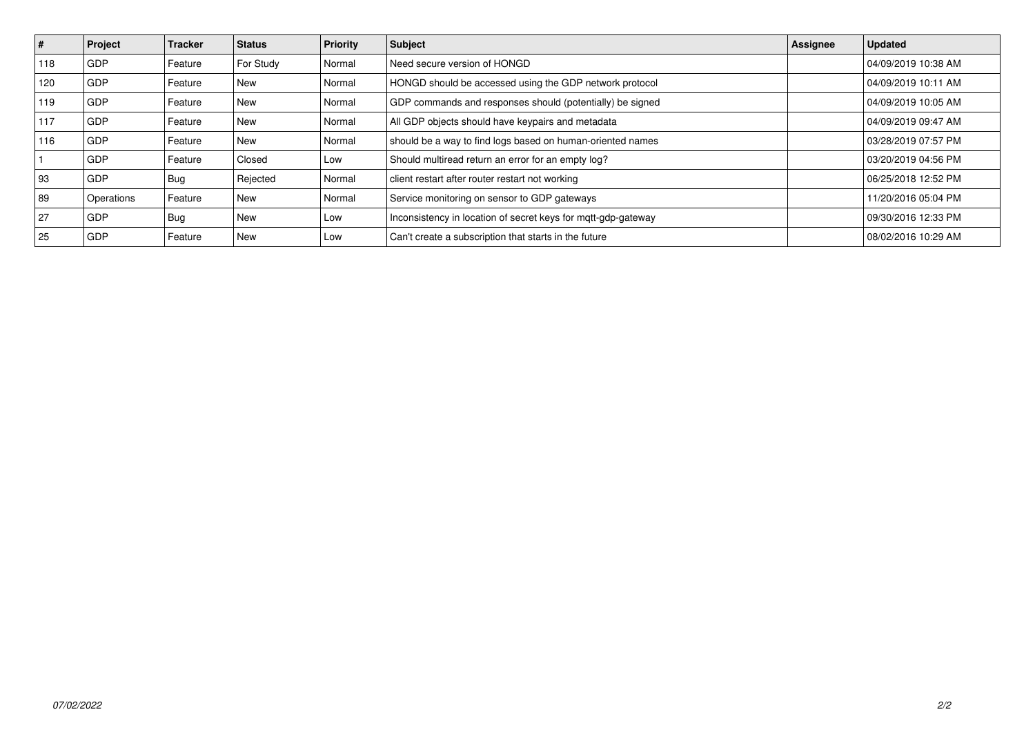| # | Project | Tracker | Status | Priority | Subject | Assignee | Updated |
|---|---|---|---|---|---|---|---|
| 118 | GDP | Feature | For Study | Normal | Need secure version of HONGD | | 04/09/2019 10:38 AM |
| 120 | GDP | Feature | New | Normal | HONGD should be accessed using the GDP network protocol | | 04/09/2019 10:11 AM |
| 119 | GDP | Feature | New | Normal | GDP commands and responses should (potentially) be signed | | 04/09/2019 10:05 AM |
| 117 | GDP | Feature | New | Normal | All GDP objects should have keypairs and metadata | | 04/09/2019 09:47 AM |
| 116 | GDP | Feature | New | Normal | should be a way to find logs based on human-oriented names | | 03/28/2019 07:57 PM |
| 1 | GDP | Feature | Closed | Low | Should multiread return an error for an empty log? | | 03/20/2019 04:56 PM |
| 93 | GDP | Bug | Rejected | Normal | client restart after router restart not working | | 06/25/2018 12:52 PM |
| 89 | Operations | Feature | New | Normal | Service monitoring on sensor to GDP gateways | | 11/20/2016 05:04 PM |
| 27 | GDP | Bug | New | Low | Inconsistency in location of secret keys for mqtt-gdp-gateway | | 09/30/2016 12:33 PM |
| 25 | GDP | Feature | New | Low | Can't create a subscription that starts in the future | | 08/02/2016 10:29 AM |